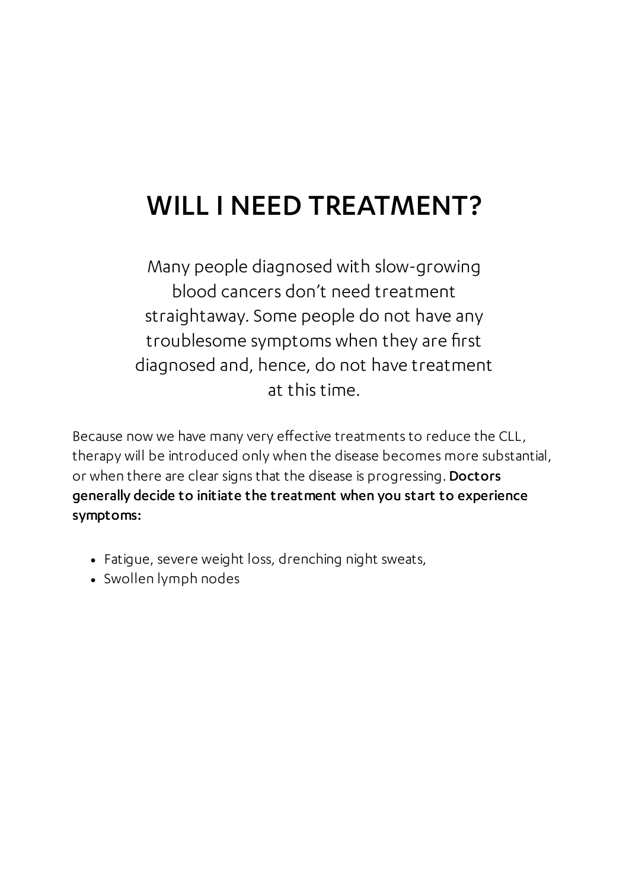# WILL I NEED TREATMENT?

Many people diagnosed with slow-growing blood cancers don't need treatment straightaway. Some people do not have any troublesome symptoms when they are first diagnosed and, hence, do not have treatment at this time.

Because now we have many very effective treatments to reduce the CLL, therapy will be introduced only when the disease becomes more substantial, or when there are clear signs that the disease is progressing. **Doctors generally decide to initiate the treatment when you start to experience symptoms:**

- Fatigue, severe weight loss, drenching night sweats,
- Swollen lymph nodes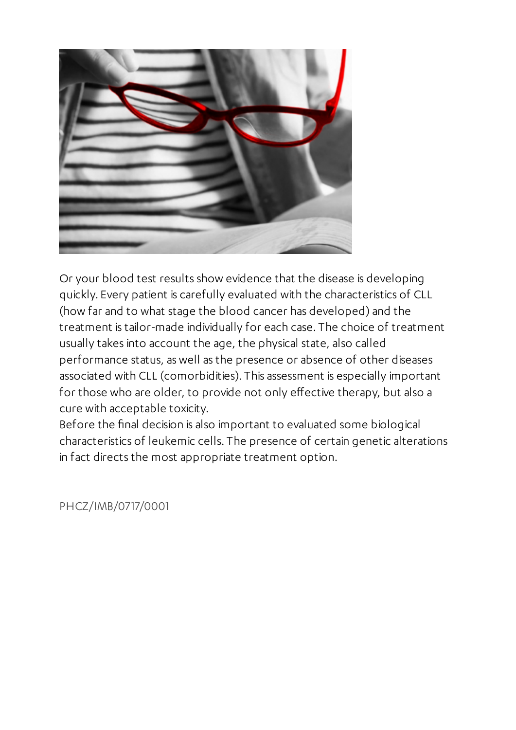Or your blood test results show evidence that the disease is developing quickly. Every patient is carefully evaluated with the characteristics of CLL (how far and to what stage the blood cancer has developed) and the treatment is tailor-made individually for each case. The choice of treatment usually takes into account the age, the physical state, also called performance status, as well as the presence or absence of other diseases associated with CLL (comorbidities). This assessment is especially important for those who are older, to provide not only effective therapy, but also a cure with acceptable toxicity.

Before the final decision is also important to evaluated some biological characteristics of leukemic cells. The presence of certain genetic alterations in fact directs the most appropriate treatment option.

PHCZ/IMB/0717/0001